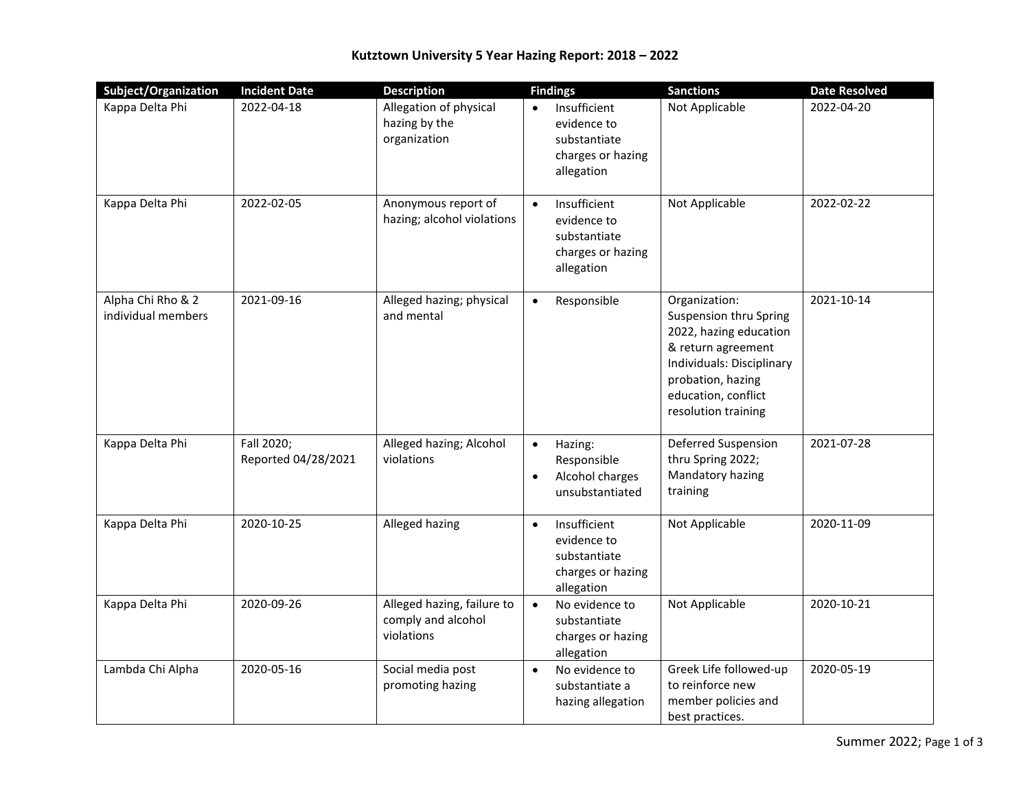# Kutztown University 5 Year Hazing Report: 2018 – 2022

| Subject/Organization | Incident Date | Description | Findings | Sanctions | Date Resolved |
|---|---|---|---|---|---|
| Kappa Delta Phi | 2022-04-18 | Allegation of physical hazing by the organization | • Insufficient evidence to substantiate charges or hazing allegation | Not Applicable | 2022-04-20 |
| Kappa Delta Phi | 2022-02-05 | Anonymous report of hazing; alcohol violations | • Insufficient evidence to substantiate charges or hazing allegation | Not Applicable | 2022-02-22 |
| Alpha Chi Rho & 2 individual members | 2021-09-16 | Alleged hazing; physical and mental | • Responsible | Organization: Suspension thru Spring 2022, hazing education & return agreement Individuals: Disciplinary probation, hazing education, conflict resolution training | 2021-10-14 |
| Kappa Delta Phi | Fall 2020; Reported 04/28/2021 | Alleged hazing; Alcohol violations | • Hazing: Responsible • Alcohol charges unsubstantiated | Deferred Suspension thru Spring 2022; Mandatory hazing training | 2021-07-28 |
| Kappa Delta Phi | 2020-10-25 | Alleged hazing | • Insufficient evidence to substantiate charges or hazing allegation | Not Applicable | 2020-11-09 |
| Kappa Delta Phi | 2020-09-26 | Alleged hazing, failure to comply and alcohol violations | • No evidence to substantiate charges or hazing allegation | Not Applicable | 2020-10-21 |
| Lambda Chi Alpha | 2020-05-16 | Social media post promoting hazing | • No evidence to substantiate a hazing allegation | Greek Life followed-up to reinforce new member policies and best practices. | 2020-05-19 |

Summer 2022;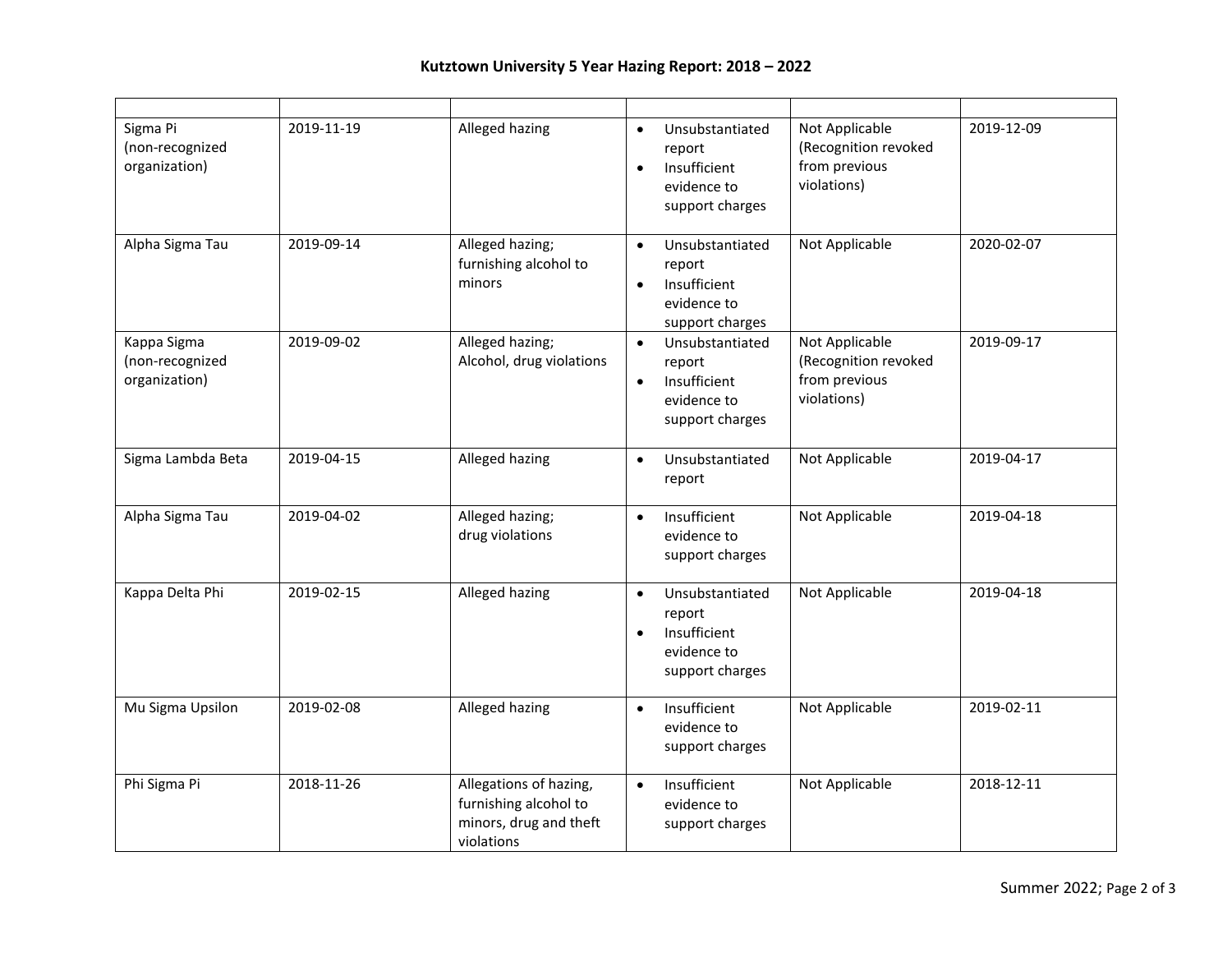# Kutztown University 5 Year Hazing Report: 2018 – 2022

| | | | | | |
|---|---|---|---|---|---|
| Sigma Pi (non-recognized organization) | 2019-11-19 | Alleged hazing | • Unsubstantiated report<br>• Insufficient evidence to support charges | Not Applicable (Recognition revoked from previous violations) | 2019-12-09 |
| Alpha Sigma Tau | 2019-09-14 | Alleged hazing; furnishing alcohol to minors | • Unsubstantiated report<br>• Insufficient evidence to support charges | Not Applicable | 2020-02-07 |
| Kappa Sigma (non-recognized organization) | 2019-09-02 | Alleged hazing; Alcohol, drug violations | • Unsubstantiated report<br>• Insufficient evidence to support charges | Not Applicable (Recognition revoked from previous violations) | 2019-09-17 |
| Sigma Lambda Beta | 2019-04-15 | Alleged hazing | • Unsubstantiated report | Not Applicable | 2019-04-17 |
| Alpha Sigma Tau | 2019-04-02 | Alleged hazing; drug violations | • Insufficient evidence to support charges | Not Applicable | 2019-04-18 |
| Kappa Delta Phi | 2019-02-15 | Alleged hazing | • Unsubstantiated report<br>• Insufficient evidence to support charges | Not Applicable | 2019-04-18 |
| Mu Sigma Upsilon | 2019-02-08 | Alleged hazing | • Insufficient evidence to support charges | Not Applicable | 2019-02-11 |
| Phi Sigma Pi | 2018-11-26 | Allegations of hazing, furnishing alcohol to minors, drug and theft violations | • Insufficient evidence to support charges | Not Applicable | 2018-12-11 |

Summer 2022;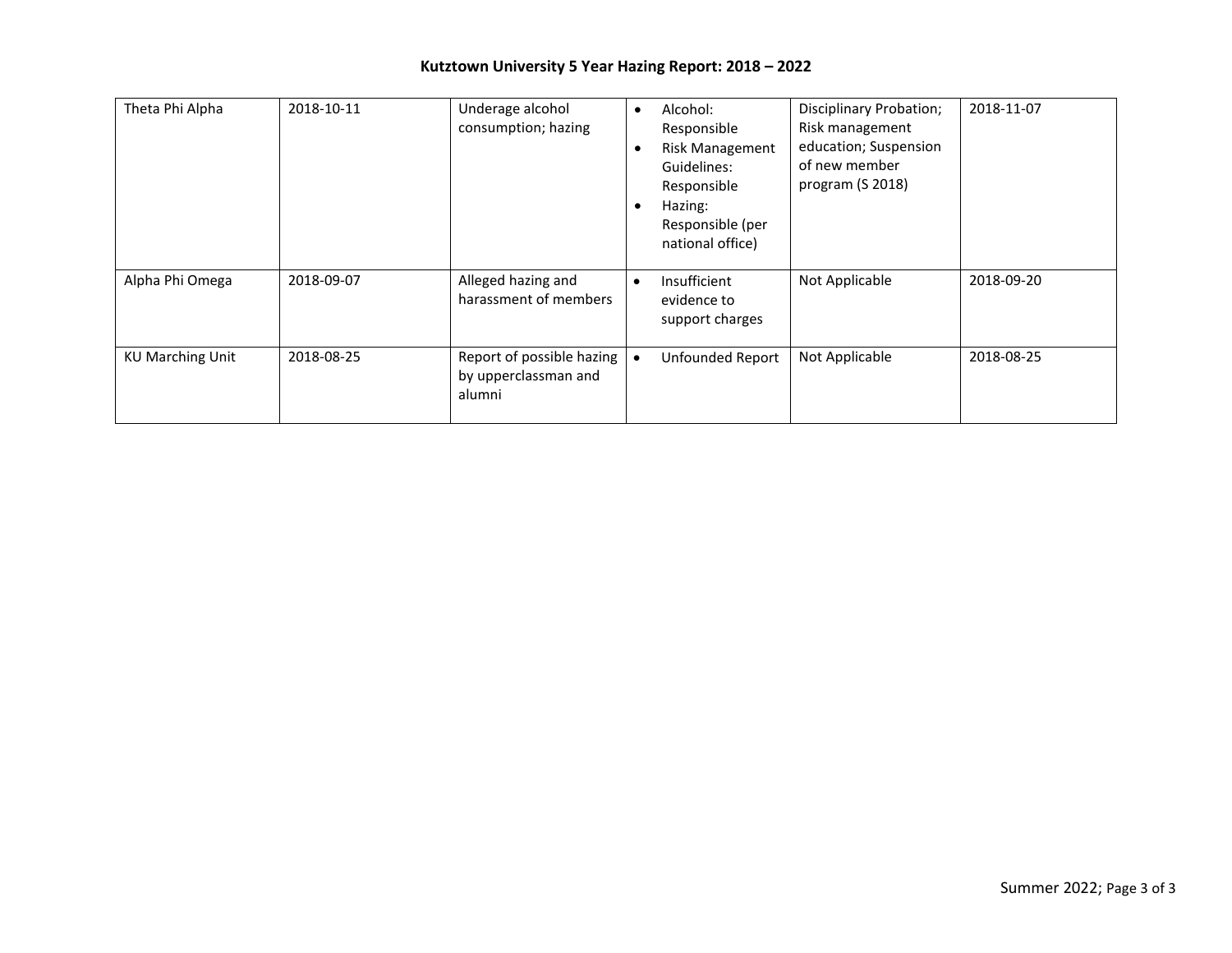| | | | | | |
|---|---|---|---|---|---|
| Theta Phi Alpha | 2018-10-11 | Underage alcohol consumption; hazing | • Alcohol: Responsible<br>• Risk Management Guidelines: Responsible<br>• Hazing: Responsible (per national office) | Disciplinary Probation; Risk management education; Suspension of new member program (S 2018) | 2018-11-07 |
| Alpha Phi Omega | 2018-09-07 | Alleged hazing and harassment of members | • Insufficient evidence to support charges | Not Applicable | 2018-09-20 |
| KU Marching Unit | 2018-08-25 | Report of possible hazing by upperclassman and alumni | • Unfounded Report | Not Applicable | 2018-08-25 |